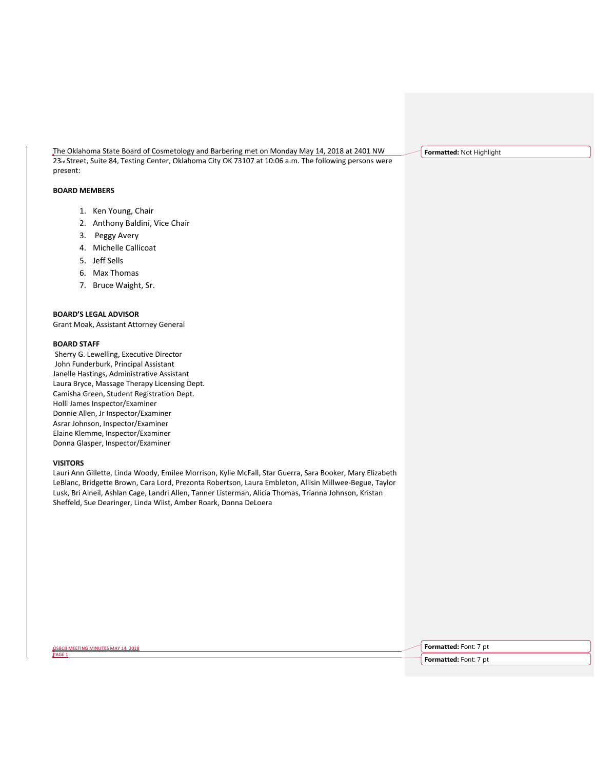The Oklahoma State Board of Cosmetology and Barbering met on Monday May 14, 2018 at 2401 NW 23rd Street, Suite 84, Testing Center, Oklahoma City OK 73107 at 10:06 a.m. The following persons were present:

**BOARD MEMBERS**

1. Ken Young, Chair
2. Anthony Baldini, Vice Chair
3. Peggy Avery
4. Michelle Callicoat
5. Jeff Sells
6. Max Thomas
7. Bruce Waight, Sr.

**BOARD'S LEGAL ADVISOR**

Grant Moak, Assistant Attorney General

**BOARD STAFF**

Sherry G. Lewelling, Executive Director
John Funderburk, Principal Assistant
Janelle Hastings, Administrative Assistant
Laura Bryce, Massage Therapy Licensing Dept.
Camisha Green, Student Registration Dept.
Holli James Inspector/Examiner
Donnie Allen, Jr Inspector/Examiner
Asrar Johnson, Inspector/Examiner
Elaine Klemme, Inspector/Examiner
Donna Glasper, Inspector/Examiner

**VISITORS**

Lauri Ann Gillette, Linda Woody, Emilee Morrison, Kylie McFall, Star Guerra, Sara Booker, Mary Elizabeth LeBlanc, Bridgette Brown, Cara Lord, Prezonta Robertson, Laura Embleton, Allisin Millwee-Begue, Taylor Lusk, Bri Alneil, Ashlan Cage, Landri Allen, Tanner Listerman, Alicia Thomas, Trianna Johnson, Kristan Sheffeld, Sue Dearinger, Linda Wiist, Amber Roark, Donna DeLoera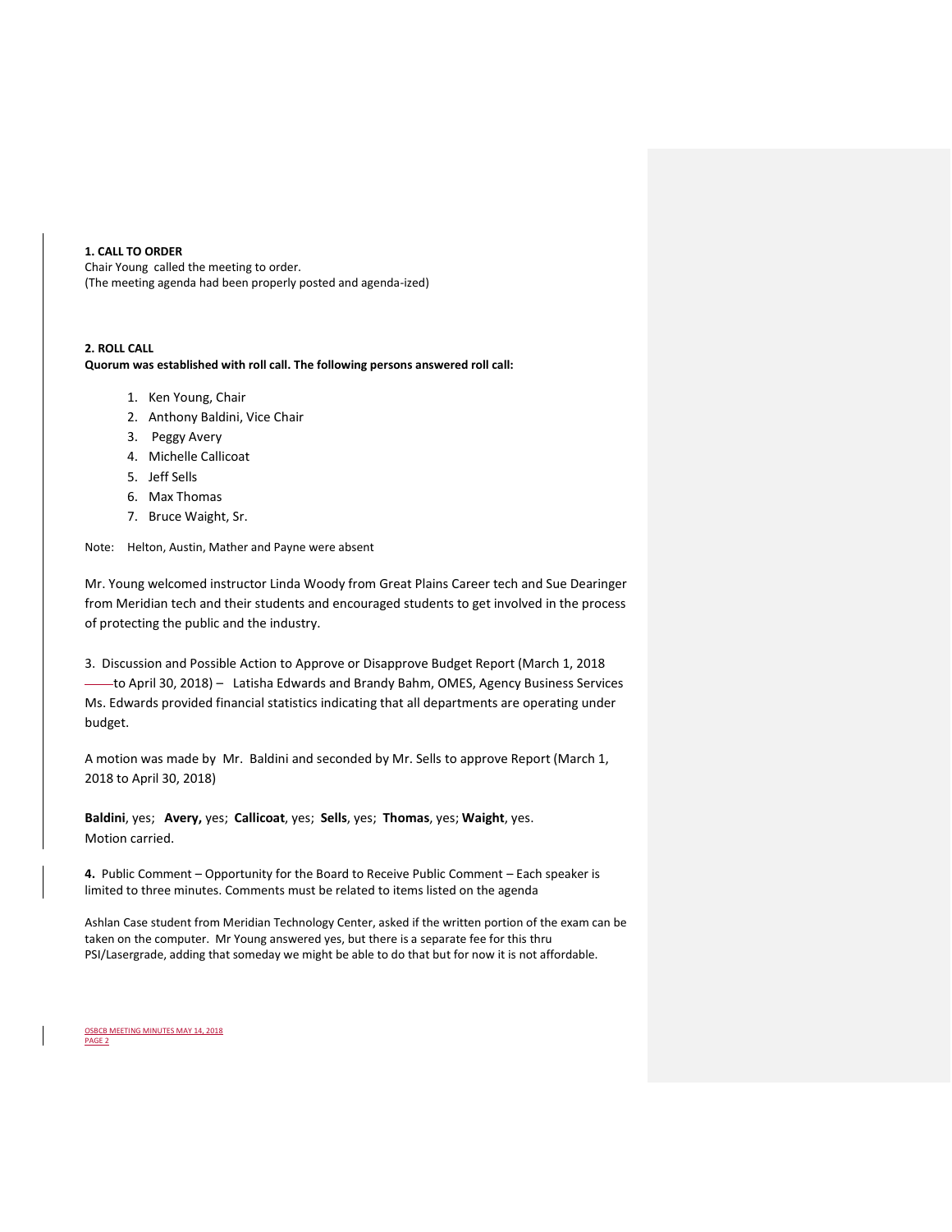**1. CALL TO ORDER**
Chair Young called the meeting to order.
(The meeting agenda had been properly posted and agenda-ized)

**2. ROLL CALL**
**Quorum was established with roll call. The following persons answered roll call:**

1. Ken Young, Chair
2. Anthony Baldini, Vice Chair
3. Peggy Avery
4. Michelle Callicoat
5. Jeff Sells
6. Max Thomas
7. Bruce Waight, Sr.

Note: Helton, Austin, Mather and Payne were absent

Mr. Young welcomed instructor Linda Woody from Great Plains Career tech and Sue Dearinger from Meridian tech and their students and encouraged students to get involved in the process of protecting the public and the industry.

3. Discussion and Possible Action to Approve or Disapprove Budget Report (March 1, 2018 to April 30, 2018) – Latisha Edwards and Brandy Bahm, OMES, Agency Business Services
Ms. Edwards provided financial statistics indicating that all departments are operating under budget.

A motion was made by Mr. Baldini and seconded by Mr. Sells to approve Report (March 1, 2018 to April 30, 2018)

**Baldini**, yes; **Avery,** yes; **Callicoat**, yes; **Sells**, yes; **Thomas**, yes; **Waight**, yes.
Motion carried.

**4.** Public Comment – Opportunity for the Board to Receive Public Comment – Each speaker is limited to three minutes. Comments must be related to items listed on the agenda

Ashlan Case student from Meridian Technology Center, asked if the written portion of the exam can be taken on the computer. Mr Young answered yes, but there is a separate fee for this thru PSI/Lasergrade, adding that someday we might be able to do that but for now it is not affordable.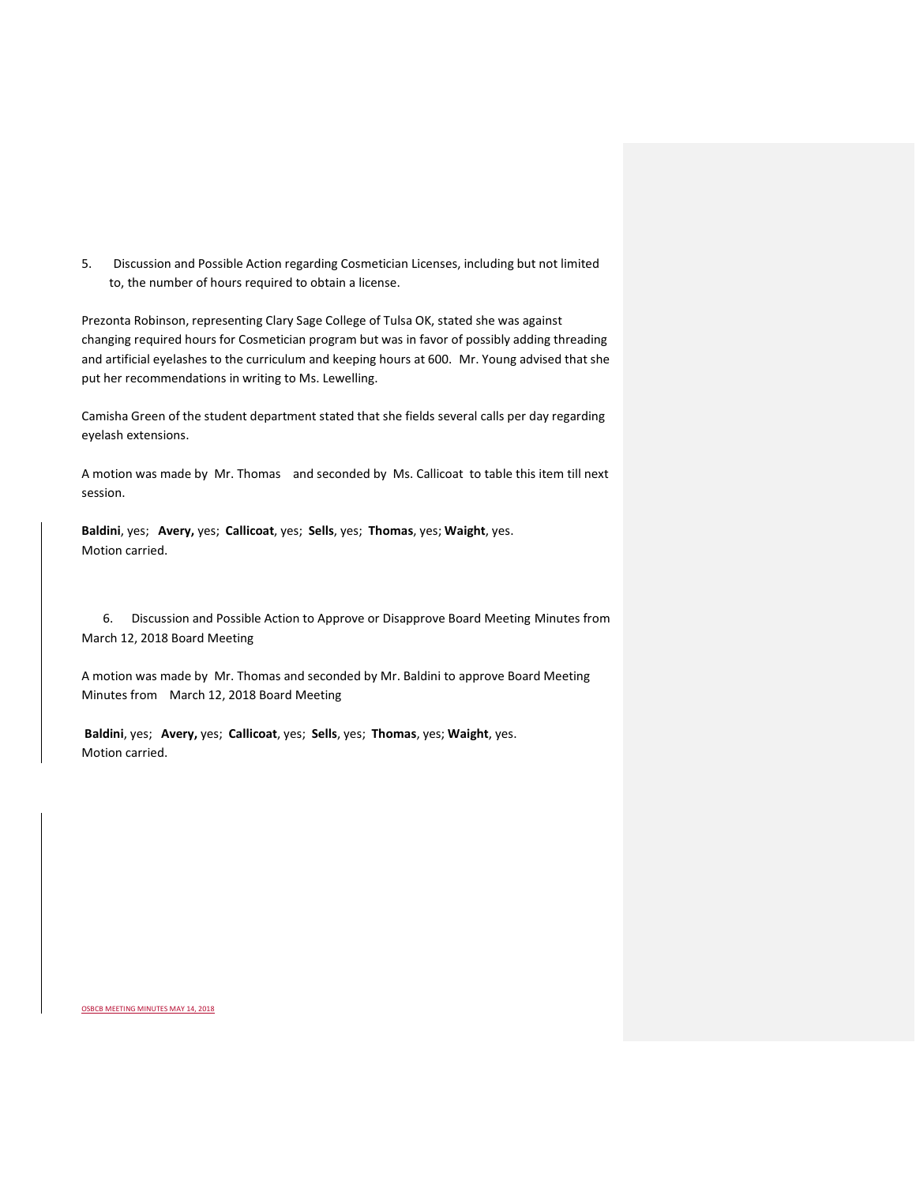5. Discussion and Possible Action regarding Cosmetician Licenses, including but not limited to, the number of hours required to obtain a license.

Prezonta Robinson, representing Clary Sage College of Tulsa OK, stated she was against changing required hours for Cosmetician program but was in favor of possibly adding threading and artificial eyelashes to the curriculum and keeping hours at 600. Mr. Young advised that she put her recommendations in writing to Ms. Lewelling.

Camisha Green of the student department stated that she fields several calls per day regarding eyelash extensions.

A motion was made by Mr. Thomas and seconded by Ms. Callicoat to table this item till next session.

**Baldini**, yes; **Avery,** yes; **Callicoat**, yes; **Sells**, yes; **Thomas**, yes; **Waight**, yes.
Motion carried.

6. Discussion and Possible Action to Approve or Disapprove Board Meeting Minutes from March 12, 2018 Board Meeting

A motion was made by Mr. Thomas and seconded by Mr. Baldini to approve Board Meeting Minutes from March 12, 2018 Board Meeting

**Baldini**, yes; **Avery,** yes; **Callicoat**, yes; **Sells**, yes; **Thomas**, yes; **Waight**, yes.
Motion carried.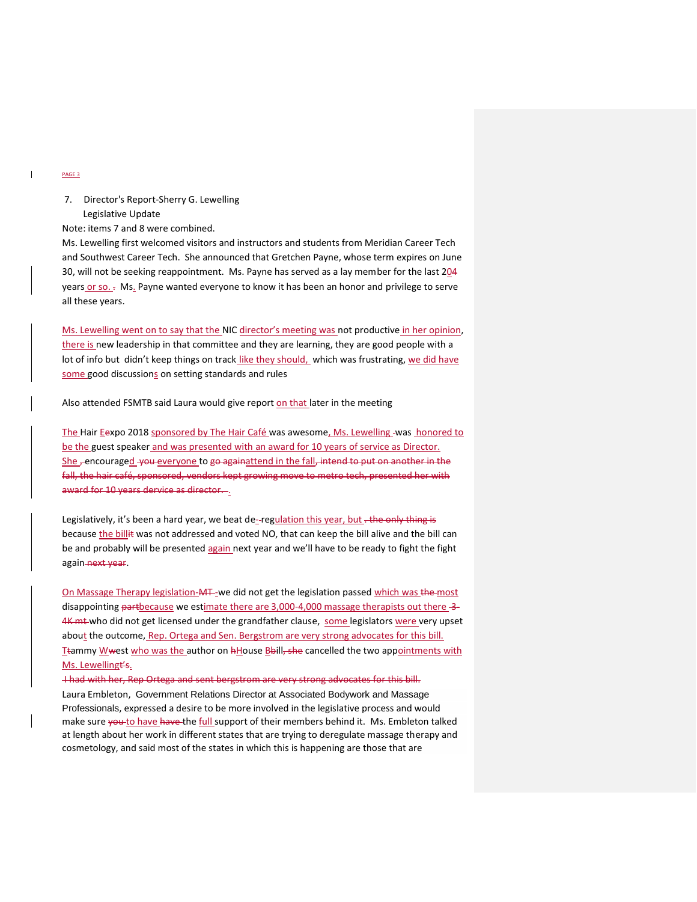7. Director's Report-Sherry G. Lewelling
   Legislative Update

Note: items 7 and 8 were combined.

Ms. Lewelling first welcomed visitors and instructors and students from Meridian Career Tech and Southwest Career Tech. She announced that Gretchen Payne, whose term expires on June 30, will not be seeking reappointment. Ms. Payne has served as a lay member for the last 20 years or so. Ms. Payne wanted everyone to know it has been an honor and privilege to serve all these years.

Ms. Lewelling went on to say that the NIC director's meeting was not productive in her opinion, there is new leadership in that committee and they are learning, they are good people with a lot of info but didn't keep things on track like they should, which was frustrating, we did have some good discussions on setting standards and rules

Also attended FSMTB said Laura would give report on that later in the meeting

The Hair Expo 2018 sponsored by The Hair Café was awesome, Ms. Lewelling was honored to be the guest speaker and was presented with an award for 10 years of service as Director. She encouraged everyone to attend in the fall.

Legislatively, it's been a hard year, we beat de-regulation this year, but because the bill was not addressed and voted NO, that can keep the bill alive and the bill can be and probably will be presented again next year and we'll have to be ready to fight the fight again.

On Massage Therapy legislation-we did not get the legislation passed which was most disappointing because we estimate there are 3,000-4,000 massage therapists out there who did not get licensed under the grandfather clause, some legislators were very upset about the outcome, Rep. Ortega and Sen. Bergstrom are very strong advocates for this bill. Tammy West who was the author on House Bill cancelled the two appointments with Ms. Lewelling's.

Laura Embleton, Government Relations Director at Associated Bodywork and Massage Professionals, expressed a desire to be more involved in the legislative process and would make sure to have the full support of their members behind it. Ms. Embleton talked at length about her work in different states that are trying to deregulate massage therapy and cosmetology, and said most of the states in which this is happening are those that are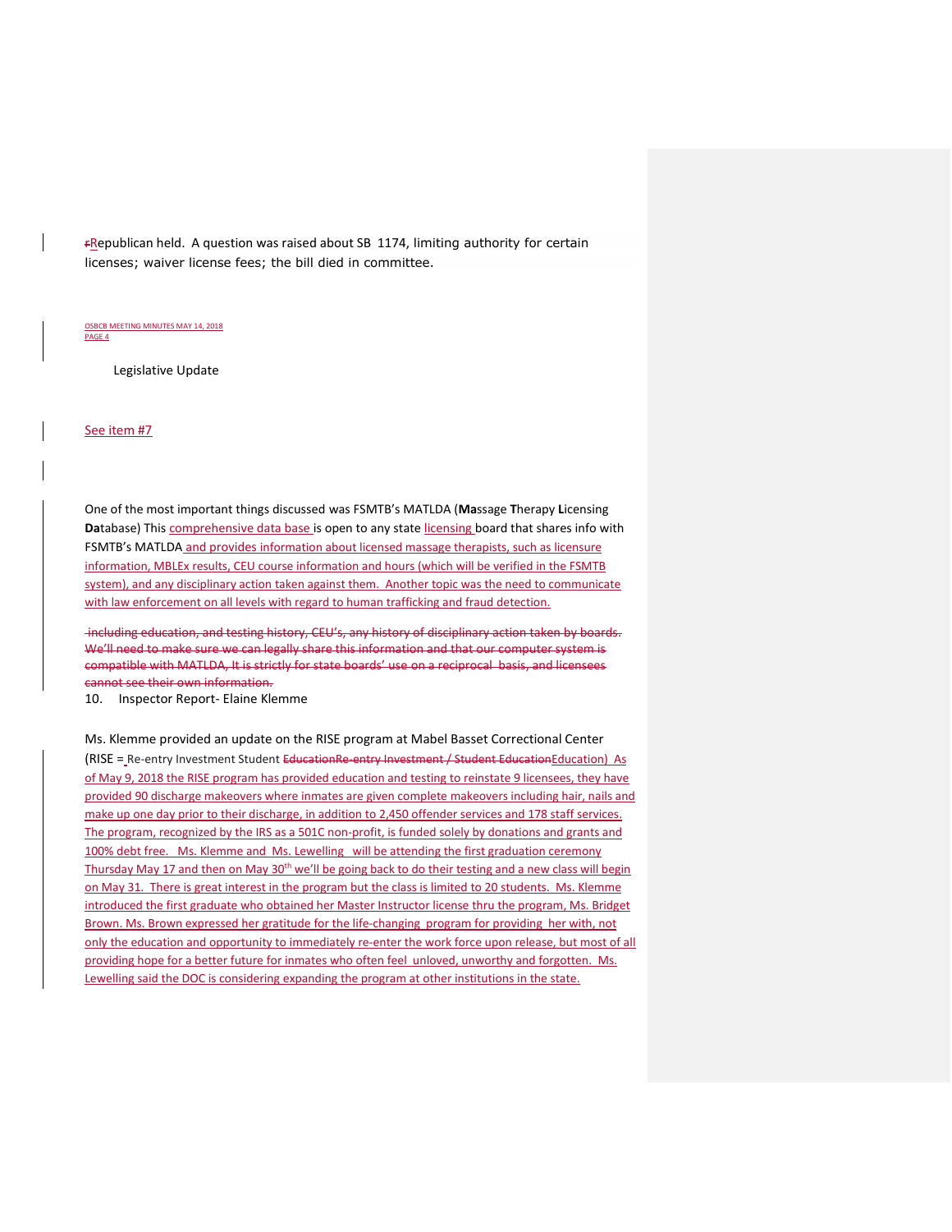rRepublican held. A question was raised about SB 1174, limiting authority for certain licenses; waiver license fees; the bill died in committee.

Legislative Update

See item #7

One of the most important things discussed was FSMTB's MATLDA (**Ma**ssage **T**herapy **L**icensing **Da**tabase) This comprehensive data base is open to any state licensing board that shares info with FSMTB's MATLDA and provides information about licensed massage therapists, such as licensure information, MBLEx results, CEU course information and hours (which will be verified in the FSMTB system), and any disciplinary action taken against them. Another topic was the need to communicate with law enforcement on all levels with regard to human trafficking and fraud detection.

~~including education, and testing history, CEU's, any history of disciplinary action taken by boards. We'll need to make sure we can legally share this information and that our computer system is compatible with MATLDA, It is strictly for state boards' use on a reciprocal basis, and licensees cannot see their own information.~~

10. Inspector Report- Elaine Klemme

Ms. Klemme provided an update on the RISE program at Mabel Basset Correctional Center (RISE = Re-entry Investment Student ~~EducationRe-entry Investment / Student Education~~Education) As of May 9, 2018 the RISE program has provided education and testing to reinstate 9 licensees, they have provided 90 discharge makeovers where inmates are given complete makeovers including hair, nails and make up one day prior to their discharge, in addition to 2,450 offender services and 178 staff services. The program, recognized by the IRS as a 501C non-profit, is funded solely by donations and grants and 100% debt free. Ms. Klemme and Ms. Lewelling will be attending the first graduation ceremony Thursday May 17 and then on May 30th we'll be going back to do their testing and a new class will begin on May 31. There is great interest in the program but the class is limited to 20 students. Ms. Klemme introduced the first graduate who obtained her Master Instructor license thru the program, Ms. Bridget Brown. Ms. Brown expressed her gratitude for the life-changing program for providing her with, not only the education and opportunity to immediately re-enter the work force upon release, but most of all providing hope for a better future for inmates who often feel unloved, unworthy and forgotten. Ms. Lewelling said the DOC is considering expanding the program at other institutions in the state.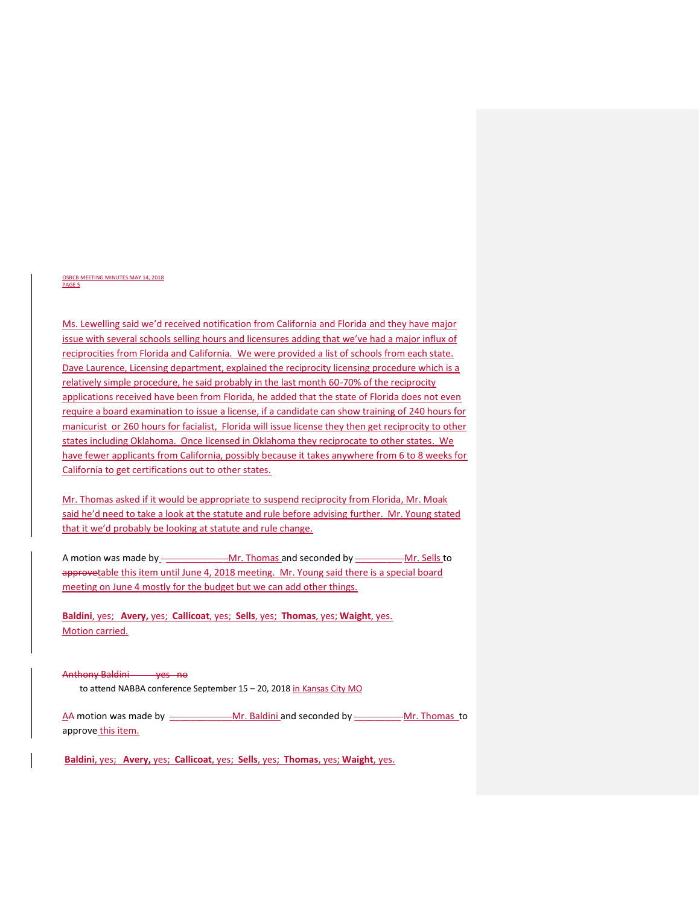Ms. Lewelling said we'd received notification from California and Florida and they have major issue with several schools selling hours and licensures adding that we've had a major influx of reciprocities from Florida and California. We were provided a list of schools from each state. Dave Laurence, Licensing department, explained the reciprocity licensing procedure which is a relatively simple procedure, he said probably in the last month 60-70% of the reciprocity applications received have been from Florida, he added that the state of Florida does not even require a board examination to issue a license, if a candidate can show training of 240 hours for manicurist or 260 hours for facialist, Florida will issue license they then get reciprocity to other states including Oklahoma. Once licensed in Oklahoma they reciprocate to other states. We have fewer applicants from California, possibly because it takes anywhere from 6 to 8 weeks for California to get certifications out to other states.

Mr. Thomas asked if it would be appropriate to suspend reciprocity from Florida, Mr. Moak said he'd need to take a look at the statute and rule before advising further. Mr. Young stated that it we'd probably be looking at statute and rule change.

A motion was made by Mr. Thomas and seconded by Mr. Sells to table this item until June 4, 2018 meeting. Mr. Young said there is a special board meeting on June 4 mostly for the budget but we can add other things.

**Baldini**, yes; **Avery,** yes; **Callicoat**, yes; **Sells**, yes; **Thomas**, yes; **Waight**, yes.
Motion carried.

to attend NABBA conference September 15 – 20, 2018 in Kansas City MO

A motion was made by Mr. Baldini and seconded by Mr. Thomas to approve this item.

**Baldini**, yes; **Avery,** yes; **Callicoat**, yes; **Sells**, yes; **Thomas**, yes; **Waight**, yes.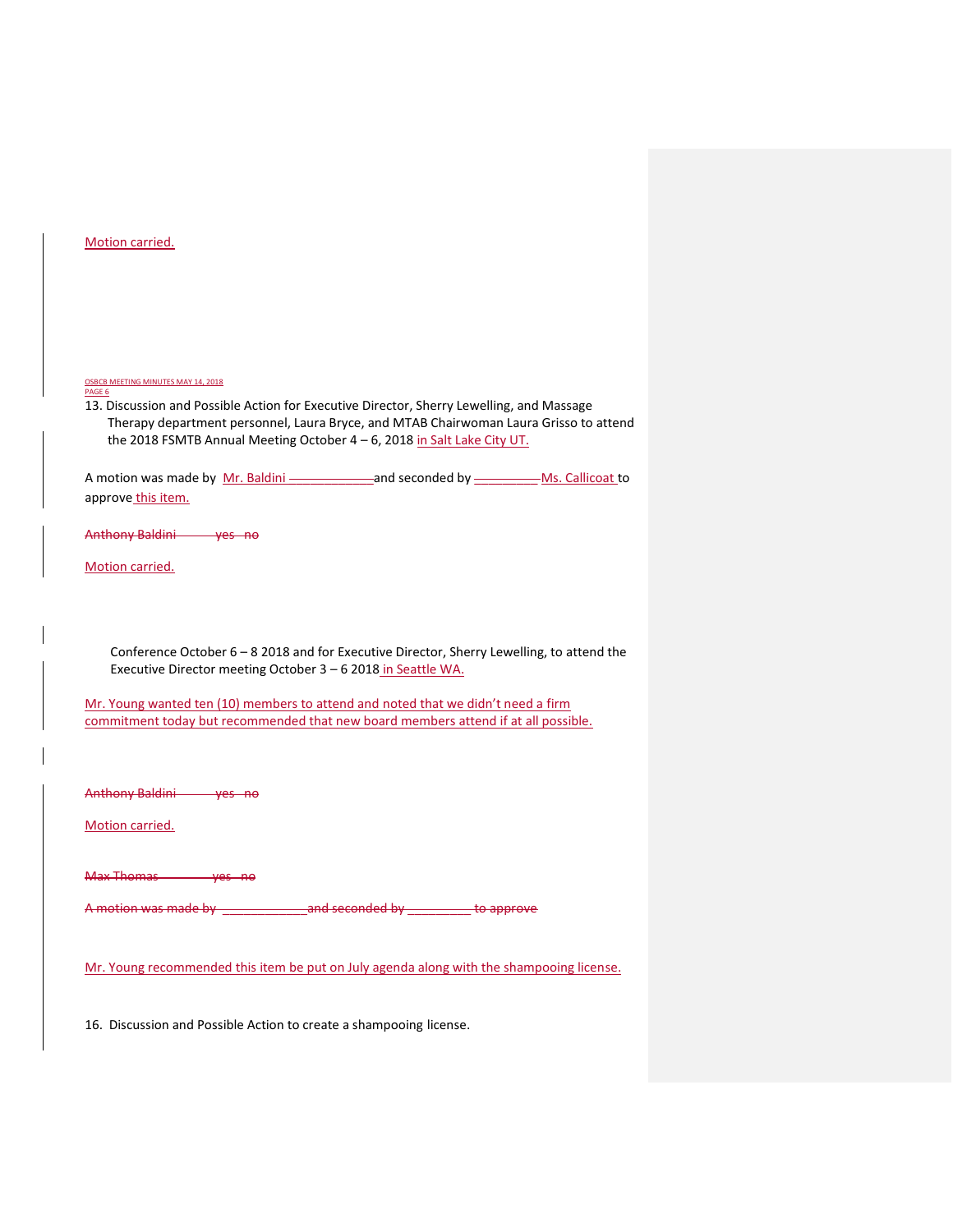Motion carried.

OSBCB MEETING MINUTES MAY 14, 2018
PAGE 6

13. Discussion and Possible Action for Executive Director, Sherry Lewelling, and Massage Therapy department personnel, Laura Bryce, and MTAB Chairwoman Laura Grisso to attend the 2018 FSMTB Annual Meeting October 4 – 6, 2018 in Salt Lake City UT.

A motion was made by Mr. Baldini and seconded by Ms. Callicoat to approve this item.

~~Anthony Baldini yes no~~

Motion carried.

Conference October 6 – 8 2018 and for Executive Director, Sherry Lewelling, to attend the Executive Director meeting October 3 – 6 2018 in Seattle WA.

Mr. Young wanted ten (10) members to attend and noted that we didn't need a firm commitment today but recommended that new board members attend if at all possible.

~~Anthony Baldini yes no~~

Motion carried.

~~Max Thomas yes no~~

~~A motion was made by \_\_\_\_\_\_\_\_\_\_\_\_ and seconded by \_\_\_\_\_\_\_\_\_ to approve~~

Mr. Young recommended this item be put on July agenda along with the shampooing license.

16. Discussion and Possible Action to create a shampooing license.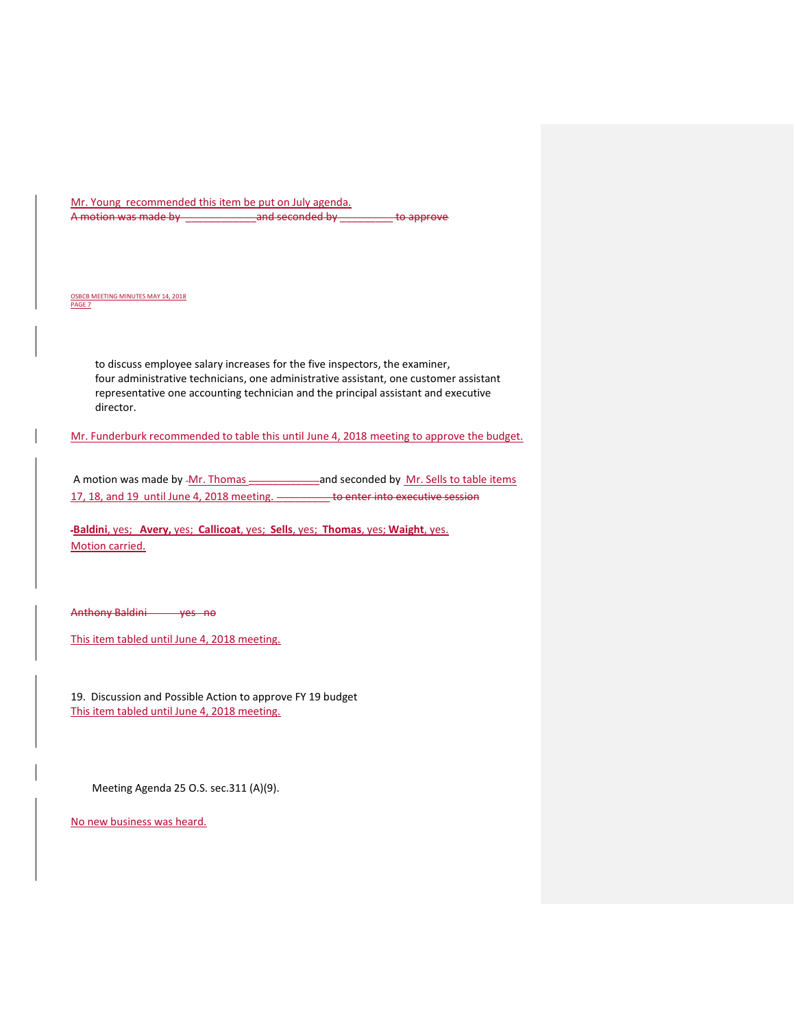Mr. Young recommended this item be put on July agenda.

~~A motion was made by \_\_\_\_\_\_\_\_\_\_\_\_and seconded by \_\_\_\_\_\_\_\_\_ to approve~~

to discuss employee salary increases for the five inspectors, the examiner, four administrative technicians, one administrative assistant, one customer assistant representative one accounting technician and the principal assistant and executive director.

Mr. Funderburk recommended to table this until June 4, 2018 meeting to approve the budget.

A motion was made by Mr. Thomas \_\_\_\_\_\_\_\_\_\_\_\_and seconded by Mr. Sells to table items 17, 18, and 19 until June 4, 2018 meeting. ~~\_\_\_\_\_\_\_\_\_ to enter into executive session~~

**Baldini**, yes; **Avery,** yes; **Callicoat**, yes; **Sells**, yes; **Thomas**, yes; **Waight**, yes.
Motion carried.

~~Anthony Baldini yes no~~

This item tabled until June 4, 2018 meeting.

19. Discussion and Possible Action to approve FY 19 budget
This item tabled until June 4, 2018 meeting.

Meeting Agenda 25 O.S. sec.311 (A)(9).

No new business was heard.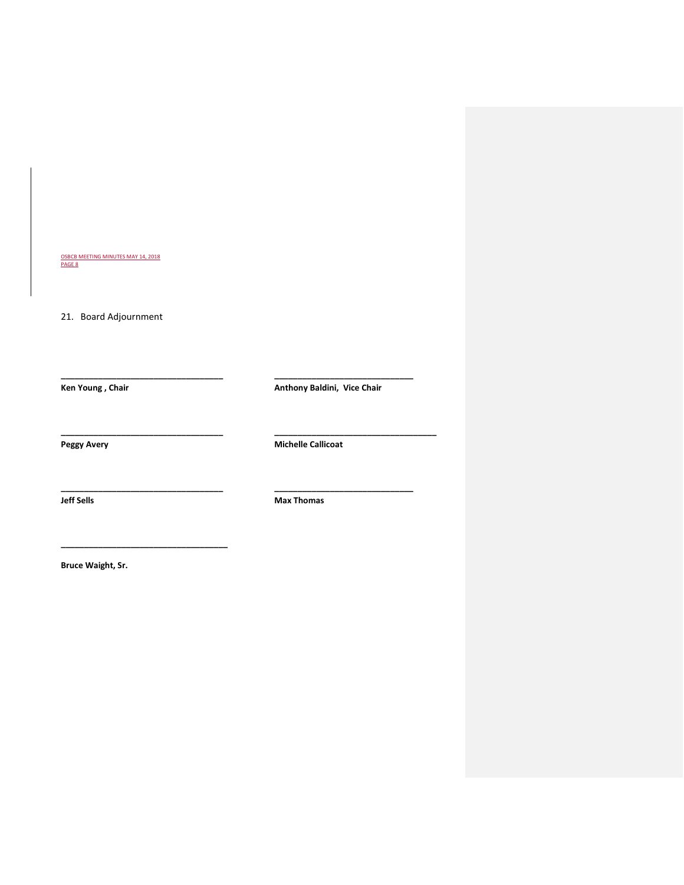21. Board Adjournment

| | |
|---|---|
| ___________________________________ | _____________________________ |
| **Ken Young , Chair** | **Anthony Baldini, Vice Chair** |
| ___________________________________ | ___________________________________ |
| **Peggy Avery** | **Michelle Callicoat** |
| ___________________________________ | _____________________________ |
| **Jeff Sells** | **Max Thomas** |
| ___________________________________ | |
| **Bruce Waight, Sr.** | |